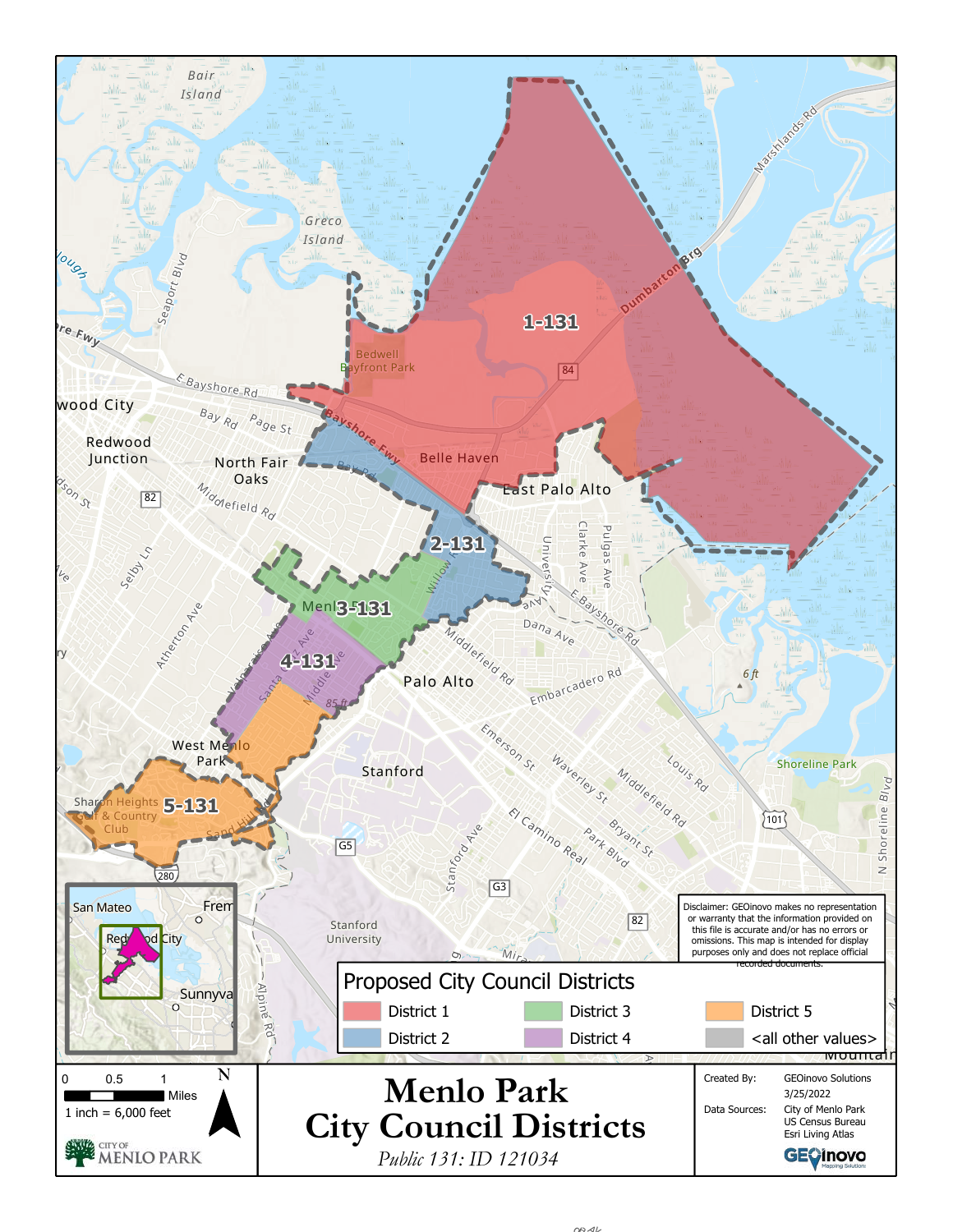# Menlo Park City Council Districts

*Public 131: ID 121034*

## Proposed City Council Districts

- District 1
- District 2
- District 3
- District 4
- District 5
- <all other values>

Districts: 1-131, 2-131, 3-131, 4-131, 5-131

Disclaimer: GEOinovo makes no representation or warranty that the information provided on this file is accurate and/or has no errors or omissions. This map is intended for display purposes only and does not replace official recorded documents.

0 0.5 1 Miles

1 inch = 6,000 feet

Created By: GEOinovo Solutions

3/25/2022

Data Sources: City of Menlo Park, US Census Bureau, Esri Living Atlas

CITY OF MENLO PARK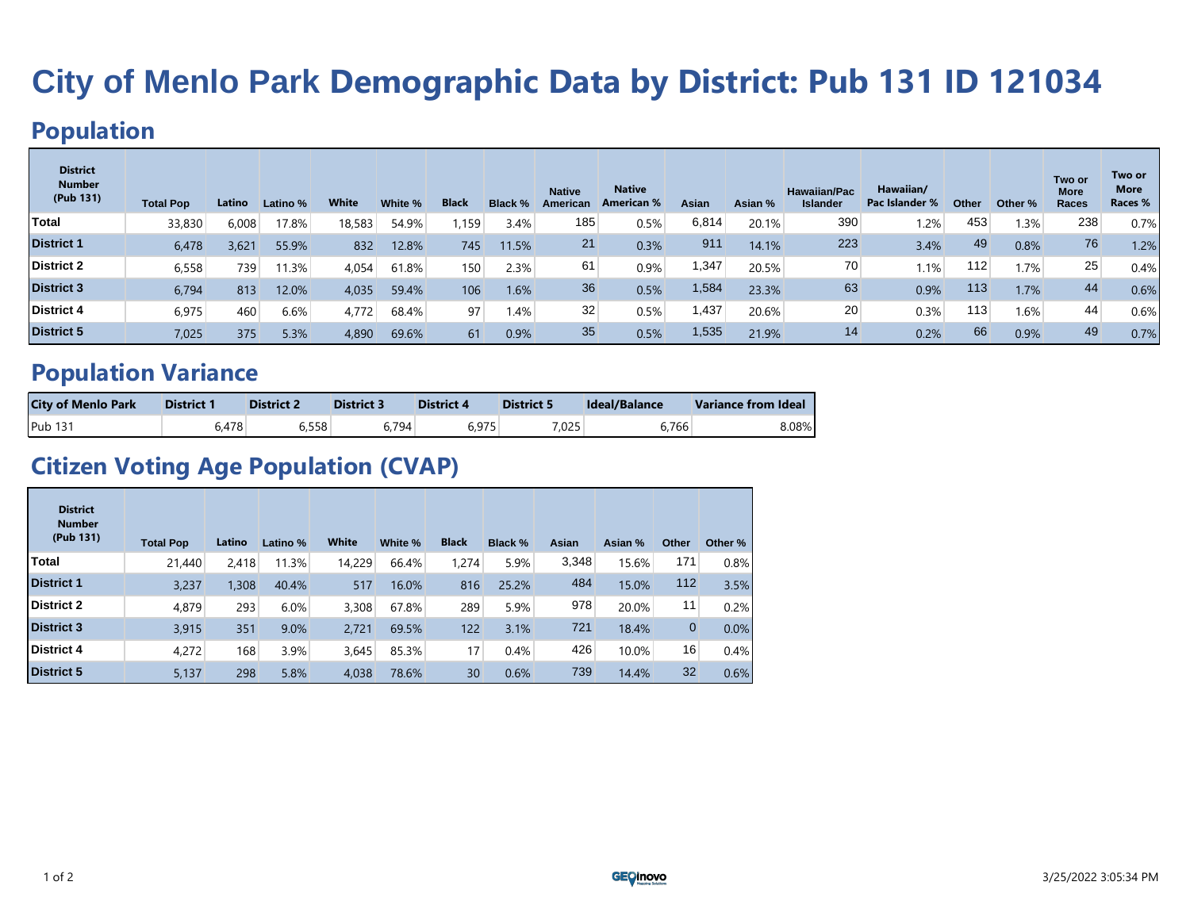# City of Menlo Park Demographic Data by District: Pub 131 ID 121034

## Population

| District Number (Pub 131) | Total Pop | Latino | Latino % | White | White % | Black | Black % | Native American | Native American % | Asian | Asian % | Hawaiian/Pac Islander | Hawaiian/ Pac Islander % | Other | Other % | Two or More Races | Two or More Races % |
|---|---|---|---|---|---|---|---|---|---|---|---|---|---|---|---|---|---|
| **Total** | 33,830 | 6,008 | 17.8% | 18,583 | 54.9% | 1,159 | 3.4% | 185 | 0.5% | 6,814 | 20.1% | 390 | 1.2% | 453 | 1.3% | 238 | 0.7% |
| **District 1** | 6,478 | 3,621 | 55.9% | 832 | 12.8% | 745 | 11.5% | 21 | 0.3% | 911 | 14.1% | 223 | 3.4% | 49 | 0.8% | 76 | 1.2% |
| **District 2** | 6,558 | 739 | 11.3% | 4,054 | 61.8% | 150 | 2.3% | 61 | 0.9% | 1,347 | 20.5% | 70 | 1.1% | 112 | 1.7% | 25 | 0.4% |
| **District 3** | 6,794 | 813 | 12.0% | 4,035 | 59.4% | 106 | 1.6% | 36 | 0.5% | 1,584 | 23.3% | 63 | 0.9% | 113 | 1.7% | 44 | 0.6% |
| **District 4** | 6,975 | 460 | 6.6% | 4,772 | 68.4% | 97 | 1.4% | 32 | 0.5% | 1,437 | 20.6% | 20 | 0.3% | 113 | 1.6% | 44 | 0.6% |
| **District 5** | 7,025 | 375 | 5.3% | 4,890 | 69.6% | 61 | 0.9% | 35 | 0.5% | 1,535 | 21.9% | 14 | 0.2% | 66 | 0.9% | 49 | 0.7% |

## Population Variance

| City of Menlo Park | District 1 | District 2 | District 3 | District 4 | District 5 | Ideal/Balance | Variance from Ideal |
|---|---|---|---|---|---|---|---|
| Pub 131 | 6,478 | 6,558 | 6,794 | 6,975 | 7,025 | 6,766 | 8.08% |

## Citizen Voting Age Population (CVAP)

| District Number (Pub 131) | Total Pop | Latino | Latino % | White | White % | Black | Black % | Asian | Asian % | Other | Other % |
|---|---|---|---|---|---|---|---|---|---|---|---|
| **Total** | 21,440 | 2,418 | 11.3% | 14,229 | 66.4% | 1,274 | 5.9% | 3,348 | 15.6% | 171 | 0.8% |
| **District 1** | 3,237 | 1,308 | 40.4% | 517 | 16.0% | 816 | 25.2% | 484 | 15.0% | 112 | 3.5% |
| **District 2** | 4,879 | 293 | 6.0% | 3,308 | 67.8% | 289 | 5.9% | 978 | 20.0% | 11 | 0.2% |
| **District 3** | 3,915 | 351 | 9.0% | 2,721 | 69.5% | 122 | 3.1% | 721 | 18.4% | 0 | 0.0% |
| **District 4** | 4,272 | 168 | 3.9% | 3,645 | 85.3% | 17 | 0.4% | 426 | 10.0% | 16 | 0.4% |
| **District 5** | 5,137 | 298 | 5.8% | 4,038 | 78.6% | 30 | 0.6% | 739 | 14.4% | 32 | 0.6% |

GEOinovo Mapping Solutions

3/25/2022 3:05:34 PM